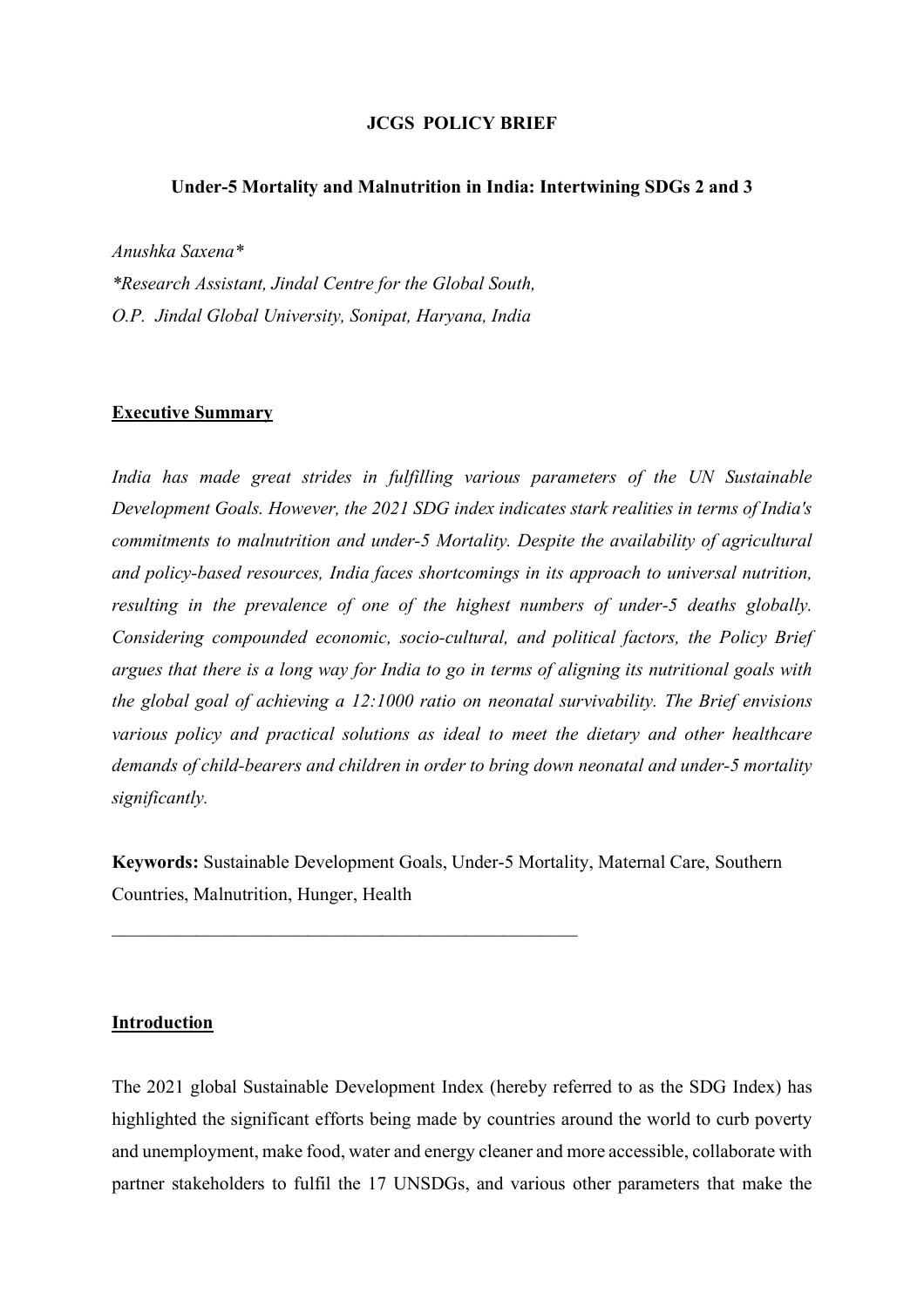**JCGS POLICY BRIEF**

# Under-5 Mortality and Malnutrition in India: Intertwining SDGs 2 and 3

*Anushka Saxena**

**Research Assistant, Jindal Centre for the Global South, O.P. Jindal Global University, Sonipat, Haryana, India*

## Executive Summary

*India has made great strides in fulfilling various parameters of the UN Sustainable Development Goals. However, the 2021 SDG index indicates stark realities in terms of India's commitments to malnutrition and under-5 Mortality. Despite the availability of agricultural and policy-based resources, India faces shortcomings in its approach to universal nutrition, resulting in the prevalence of one of the highest numbers of under-5 deaths globally. Considering compounded economic, socio-cultural, and political factors, the Policy Brief argues that there is a long way for India to go in terms of aligning its nutritional goals with the global goal of achieving a 12:1000 ratio on neonatal survivability. The Brief envisions various policy and practical solutions as ideal to meet the dietary and other healthcare demands of child-bearers and children in order to bring down neonatal and under-5 mortality significantly.*

**Keywords:** Sustainable Development Goals, Under-5 Mortality, Maternal Care, Southern Countries, Malnutrition, Hunger, Health

---

## Introduction

The 2021 global Sustainable Development Index (hereby referred to as the SDG Index) has highlighted the significant efforts being made by countries around the world to curb poverty and unemployment, make food, water and energy cleaner and more accessible, collaborate with partner stakeholders to fulfil the 17 UNSDGs, and various other parameters that make the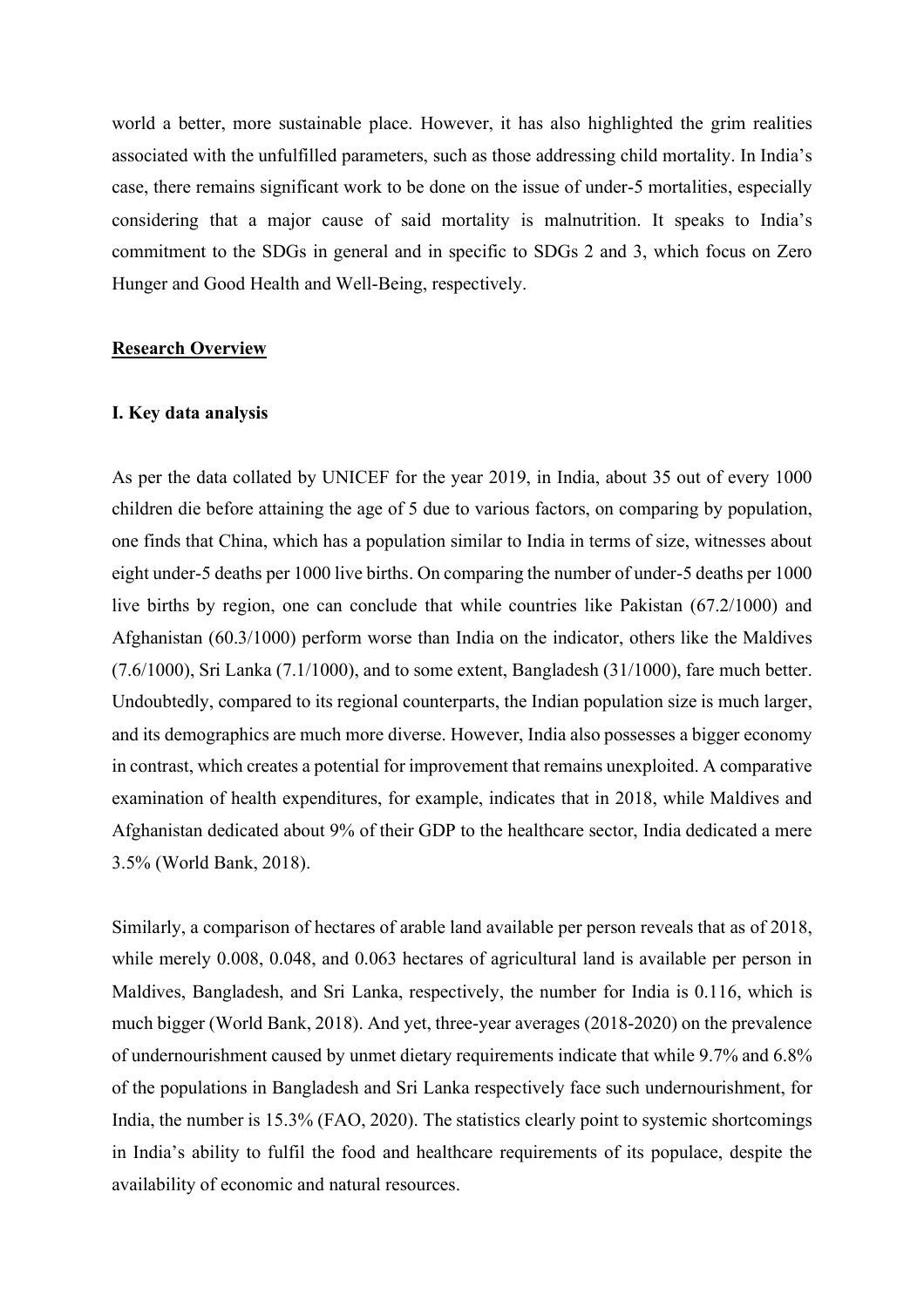world a better, more sustainable place. However, it has also highlighted the grim realities associated with the unfulfilled parameters, such as those addressing child mortality. In India's case, there remains significant work to be done on the issue of under-5 mortalities, especially considering that a major cause of said mortality is malnutrition. It speaks to India's commitment to the SDGs in general and in specific to SDGs 2 and 3, which focus on Zero Hunger and Good Health and Well-Being, respectively.

## Research Overview

### I. Key data analysis

As per the data collated by UNICEF for the year 2019, in India, about 35 out of every 1000 children die before attaining the age of 5 due to various factors, on comparing by population, one finds that China, which has a population similar to India in terms of size, witnesses about eight under-5 deaths per 1000 live births. On comparing the number of under-5 deaths per 1000 live births by region, one can conclude that while countries like Pakistan (67.2/1000) and Afghanistan (60.3/1000) perform worse than India on the indicator, others like the Maldives (7.6/1000), Sri Lanka (7.1/1000), and to some extent, Bangladesh (31/1000), fare much better. Undoubtedly, compared to its regional counterparts, the Indian population size is much larger, and its demographics are much more diverse. However, India also possesses a bigger economy in contrast, which creates a potential for improvement that remains unexploited. A comparative examination of health expenditures, for example, indicates that in 2018, while Maldives and Afghanistan dedicated about 9% of their GDP to the healthcare sector, India dedicated a mere 3.5% (World Bank, 2018).

Similarly, a comparison of hectares of arable land available per person reveals that as of 2018, while merely 0.008, 0.048, and 0.063 hectares of agricultural land is available per person in Maldives, Bangladesh, and Sri Lanka, respectively, the number for India is 0.116, which is much bigger (World Bank, 2018). And yet, three-year averages (2018-2020) on the prevalence of undernourishment caused by unmet dietary requirements indicate that while 9.7% and 6.8% of the populations in Bangladesh and Sri Lanka respectively face such undernourishment, for India, the number is 15.3% (FAO, 2020). The statistics clearly point to systemic shortcomings in India's ability to fulfil the food and healthcare requirements of its populace, despite the availability of economic and natural resources.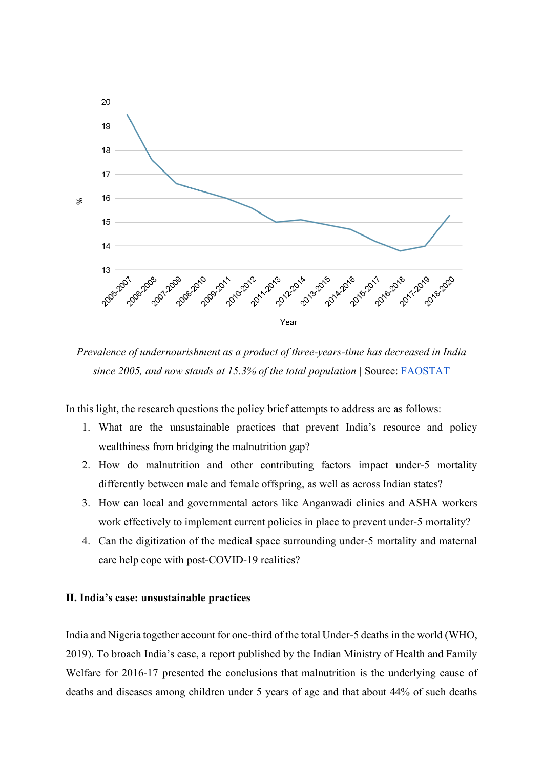*Prevalence of undernourishment as a product of three-years-time has decreased in India since 2005, and now stands at 15.3% of the total population* | Source: FAOSTAT

In this light, the research questions the policy brief attempts to address are as follows:

1. What are the unsustainable practices that prevent India's resource and policy wealthiness from bridging the malnutrition gap?
2. How do malnutrition and other contributing factors impact under-5 mortality differently between male and female offspring, as well as across Indian states?
3. How can local and governmental actors like Anganwadi clinics and ASHA workers work effectively to implement current policies in place to prevent under-5 mortality?
4. Can the digitization of the medical space surrounding under-5 mortality and maternal care help cope with post-COVID-19 realities?

**II. India's case: unsustainable practices**

India and Nigeria together account for one-third of the total Under-5 deaths in the world (WHO, 2019). To broach India's case, a report published by the Indian Ministry of Health and Family Welfare for 2016-17 presented the conclusions that malnutrition is the underlying cause of deaths and diseases among children under 5 years of age and that about 44% of such deaths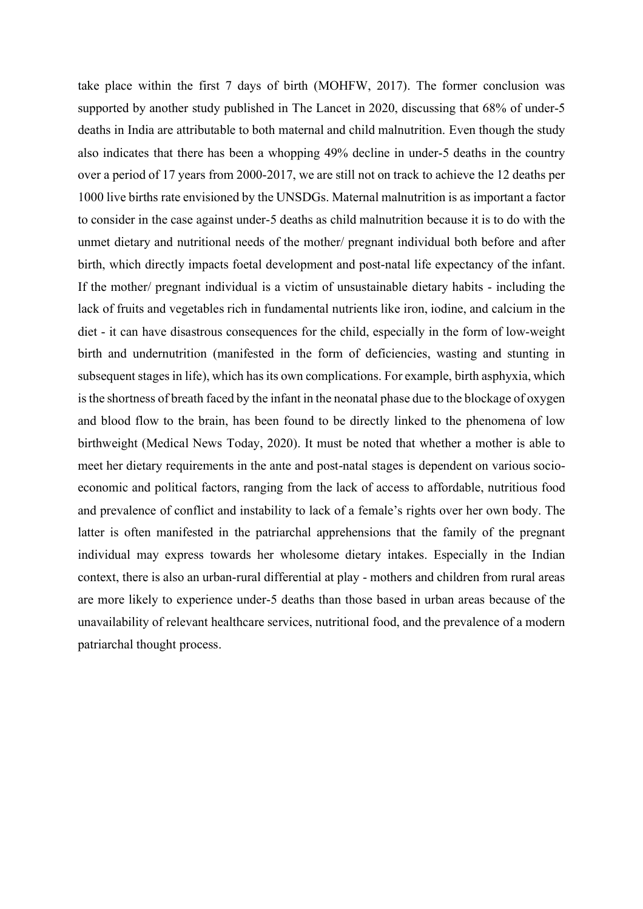take place within the first 7 days of birth (MOHFW, 2017). The former conclusion was supported by another study published in The Lancet in 2020, discussing that 68% of under-5 deaths in India are attributable to both maternal and child malnutrition. Even though the study also indicates that there has been a whopping 49% decline in under-5 deaths in the country over a period of 17 years from 2000-2017, we are still not on track to achieve the 12 deaths per 1000 live births rate envisioned by the UNSDGs. Maternal malnutrition is as important a factor to consider in the case against under-5 deaths as child malnutrition because it is to do with the unmet dietary and nutritional needs of the mother/ pregnant individual both before and after birth, which directly impacts foetal development and post-natal life expectancy of the infant. If the mother/ pregnant individual is a victim of unsustainable dietary habits - including the lack of fruits and vegetables rich in fundamental nutrients like iron, iodine, and calcium in the diet - it can have disastrous consequences for the child, especially in the form of low-weight birth and undernutrition (manifested in the form of deficiencies, wasting and stunting in subsequent stages in life), which has its own complications. For example, birth asphyxia, which is the shortness of breath faced by the infant in the neonatal phase due to the blockage of oxygen and blood flow to the brain, has been found to be directly linked to the phenomena of low birthweight (Medical News Today, 2020). It must be noted that whether a mother is able to meet her dietary requirements in the ante and post-natal stages is dependent on various socio-economic and political factors, ranging from the lack of access to affordable, nutritious food and prevalence of conflict and instability to lack of a female's rights over her own body. The latter is often manifested in the patriarchal apprehensions that the family of the pregnant individual may express towards her wholesome dietary intakes. Especially in the Indian context, there is also an urban-rural differential at play - mothers and children from rural areas are more likely to experience under-5 deaths than those based in urban areas because of the unavailability of relevant healthcare services, nutritional food, and the prevalence of a modern patriarchal thought process.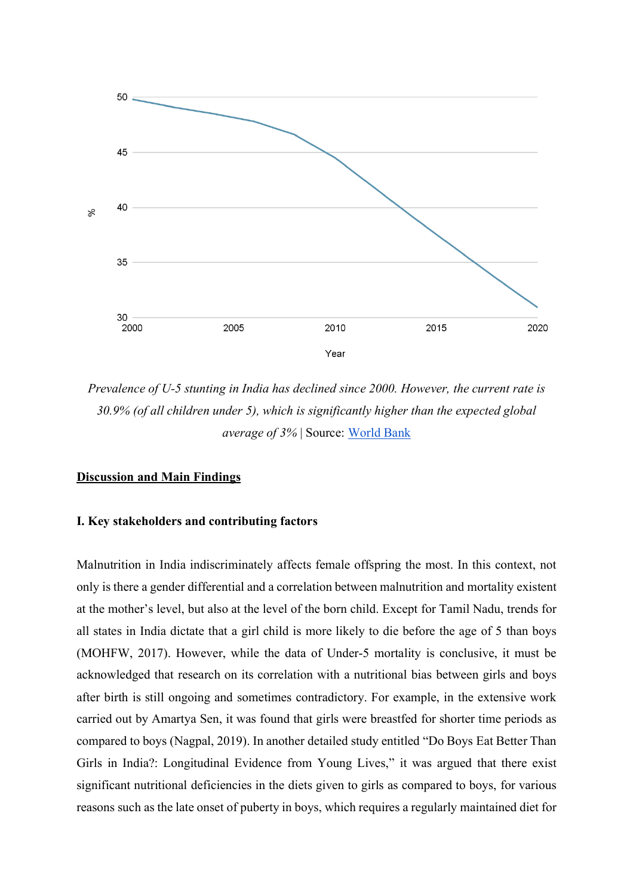50

45

40

35

30

%

2000

2005

2010

2015

2020

Year

*Prevalence of U-5 stunting in India has declined since 2000. However, the current rate is 30.9% (of all children under 5), which is significantly higher than the expected global average of 3%* | Source: [World Bank](#)

## Discussion and Main Findings

### I. Key stakeholders and contributing factors

Malnutrition in India indiscriminately affects female offspring the most. In this context, not only is there a gender differential and a correlation between malnutrition and mortality existent at the mother's level, but also at the level of the born child. Except for Tamil Nadu, trends for all states in India dictate that a girl child is more likely to die before the age of 5 than boys (MOHFW, 2017). However, while the data of Under-5 mortality is conclusive, it must be acknowledged that research on its correlation with a nutritional bias between girls and boys after birth is still ongoing and sometimes contradictory. For example, in the extensive work carried out by Amartya Sen, it was found that girls were breastfed for shorter time periods as compared to boys (Nagpal, 2019). In another detailed study entitled "Do Boys Eat Better Than Girls in India?: Longitudinal Evidence from Young Lives," it was argued that there exist significant nutritional deficiencies in the diets given to girls as compared to boys, for various reasons such as the late onset of puberty in boys, which requires a regularly maintained diet for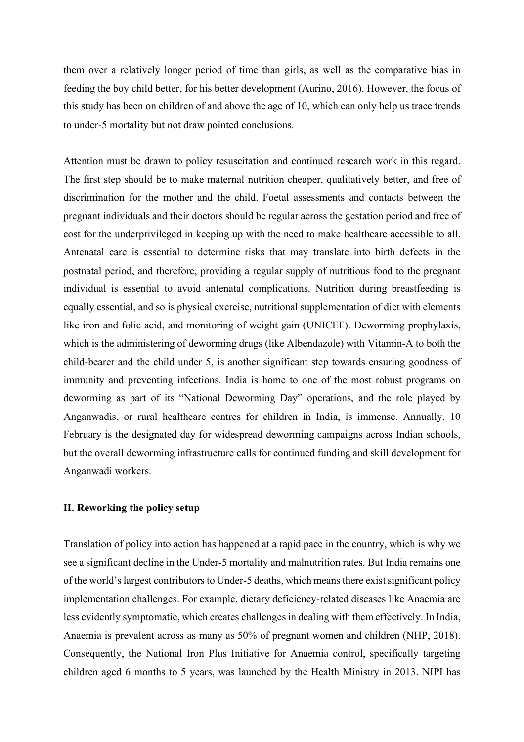them over a relatively longer period of time than girls, as well as the comparative bias in feeding the boy child better, for his better development (Aurino, 2016). However, the focus of this study has been on children of and above the age of 10, which can only help us trace trends to under-5 mortality but not draw pointed conclusions.

Attention must be drawn to policy resuscitation and continued research work in this regard. The first step should be to make maternal nutrition cheaper, qualitatively better, and free of discrimination for the mother and the child. Foetal assessments and contacts between the pregnant individuals and their doctors should be regular across the gestation period and free of cost for the underprivileged in keeping up with the need to make healthcare accessible to all. Antenatal care is essential to determine risks that may translate into birth defects in the postnatal period, and therefore, providing a regular supply of nutritious food to the pregnant individual is essential to avoid antenatal complications. Nutrition during breastfeeding is equally essential, and so is physical exercise, nutritional supplementation of diet with elements like iron and folic acid, and monitoring of weight gain (UNICEF). Deworming prophylaxis, which is the administering of deworming drugs (like Albendazole) with Vitamin-A to both the child-bearer and the child under 5, is another significant step towards ensuring goodness of immunity and preventing infections. India is home to one of the most robust programs on deworming as part of its "National Deworming Day" operations, and the role played by Anganwadis, or rural healthcare centres for children in India, is immense. Annually, 10 February is the designated day for widespread deworming campaigns across Indian schools, but the overall deworming infrastructure calls for continued funding and skill development for Anganwadi workers.

## II. Reworking the policy setup

Translation of policy into action has happened at a rapid pace in the country, which is why we see a significant decline in the Under-5 mortality and malnutrition rates. But India remains one of the world's largest contributors to Under-5 deaths, which means there exist significant policy implementation challenges. For example, dietary deficiency-related diseases like Anaemia are less evidently symptomatic, which creates challenges in dealing with them effectively. In India, Anaemia is prevalent across as many as 50% of pregnant women and children (NHP, 2018). Consequently, the National Iron Plus Initiative for Anaemia control, specifically targeting children aged 6 months to 5 years, was launched by the Health Ministry in 2013. NIPI has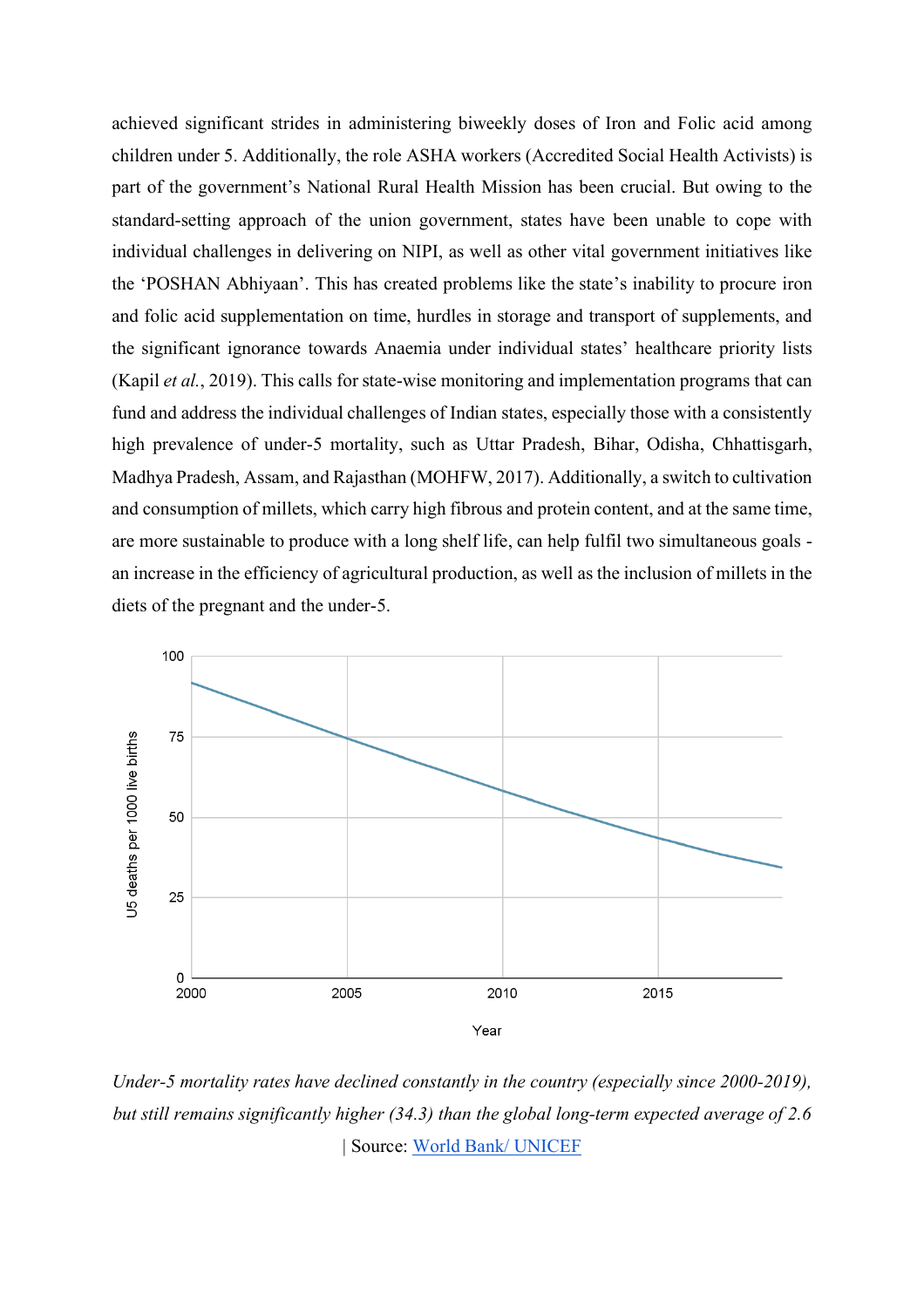achieved significant strides in administering biweekly doses of Iron and Folic acid among children under 5. Additionally, the role ASHA workers (Accredited Social Health Activists) is part of the government's National Rural Health Mission has been crucial. But owing to the standard-setting approach of the union government, states have been unable to cope with individual challenges in delivering on NIPI, as well as other vital government initiatives like the 'POSHAN Abhiyaan'. This has created problems like the state's inability to procure iron and folic acid supplementation on time, hurdles in storage and transport of supplements, and the significant ignorance towards Anaemia under individual states' healthcare priority lists (Kapil *et al.*, 2019). This calls for state-wise monitoring and implementation programs that can fund and address the individual challenges of Indian states, especially those with a consistently high prevalence of under-5 mortality, such as Uttar Pradesh, Bihar, Odisha, Chhattisgarh, Madhya Pradesh, Assam, and Rajasthan (MOHFW, 2017). Additionally, a switch to cultivation and consumption of millets, which carry high fibrous and protein content, and at the same time, are more sustainable to produce with a long shelf life, can help fulfil two simultaneous goals - an increase in the efficiency of agricultural production, as well as the inclusion of millets in the diets of the pregnant and the under-5.

U5 deaths per 1000 live births

100

75

50

25

0

2000

2005

2010

2015

Year

*Under-5 mortality rates have declined constantly in the country (especially since 2000-2019), but still remains significantly higher (34.3) than the global long-term expected average of 2.6* | Source: [World Bank/ UNICEF]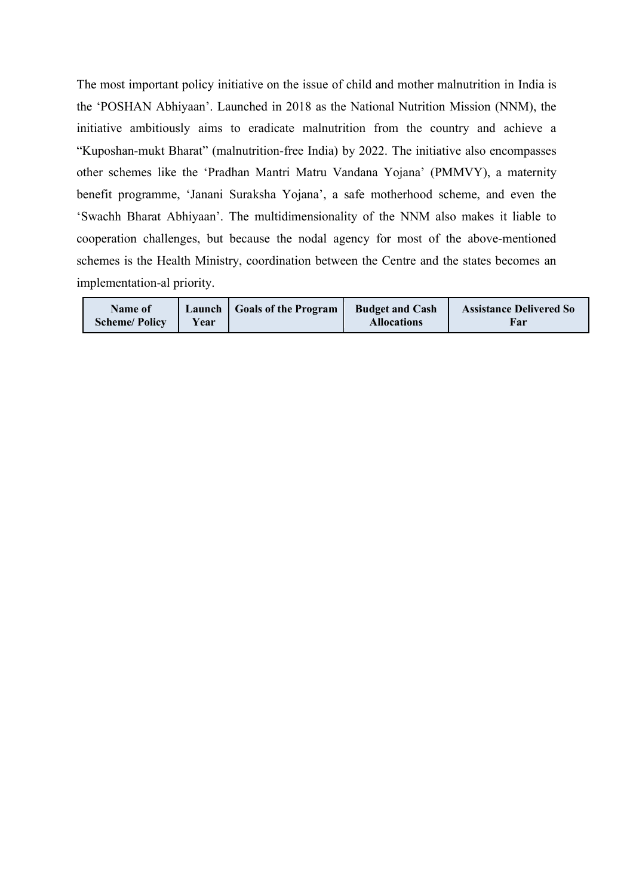The most important policy initiative on the issue of child and mother malnutrition in India is the 'POSHAN Abhiyaan'. Launched in 2018 as the National Nutrition Mission (NNM), the initiative ambitiously aims to eradicate malnutrition from the country and achieve a "Kuposhan-mukt Bharat" (malnutrition-free India) by 2022. The initiative also encompasses other schemes like the 'Pradhan Mantri Matru Vandana Yojana' (PMMVY), a maternity benefit programme, 'Janani Suraksha Yojana', a safe motherhood scheme, and even the 'Swachh Bharat Abhiyaan'. The multidimensionality of the NNM also makes it liable to cooperation challenges, but because the nodal agency for most of the above-mentioned schemes is the Health Ministry, coordination between the Centre and the states becomes an implementation-al priority.

| Name of Scheme/ Policy | Launch Year | Goals of the Program | Budget and Cash Allocations | Assistance Delivered So Far |
|---|---|---|---|---|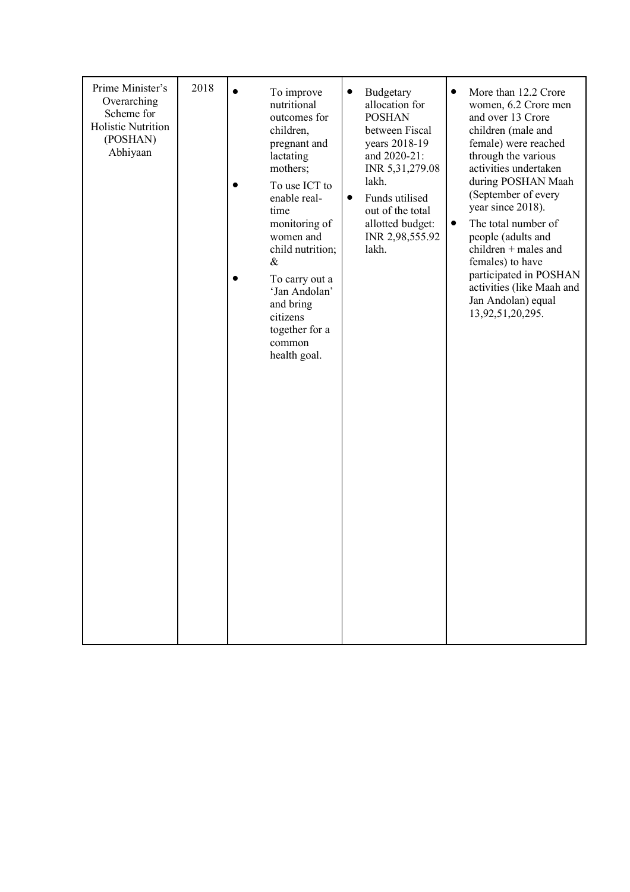| | | | | |
|---|---|---|---|---|
| Prime Minister's Overarching Scheme for Holistic Nutrition (POSHAN) Abhiyaan | 2018 | • To improve nutritional outcomes for children, pregnant and lactating mothers;<br>• To use ICT to enable real-time monitoring of women and child nutrition; &<br>• To carry out a 'Jan Andolan' and bring citizens together for a common health goal. | • Budgetary allocation for POSHAN between Fiscal years 2018-19 and 2020-21: INR 5,31,279.08 lakh.<br>• Funds utilised out of the total allotted budget: INR 2,98,555.92 lakh. | • More than 12.2 Crore women, 6.2 Crore men and over 13 Crore children (male and female) were reached through the various activities undertaken during POSHAN Maah (September of every year since 2018).<br>• The total number of people (adults and children + males and females) to have participated in POSHAN activities (like Maah and Jan Andolan) equal 13,92,51,20,295. |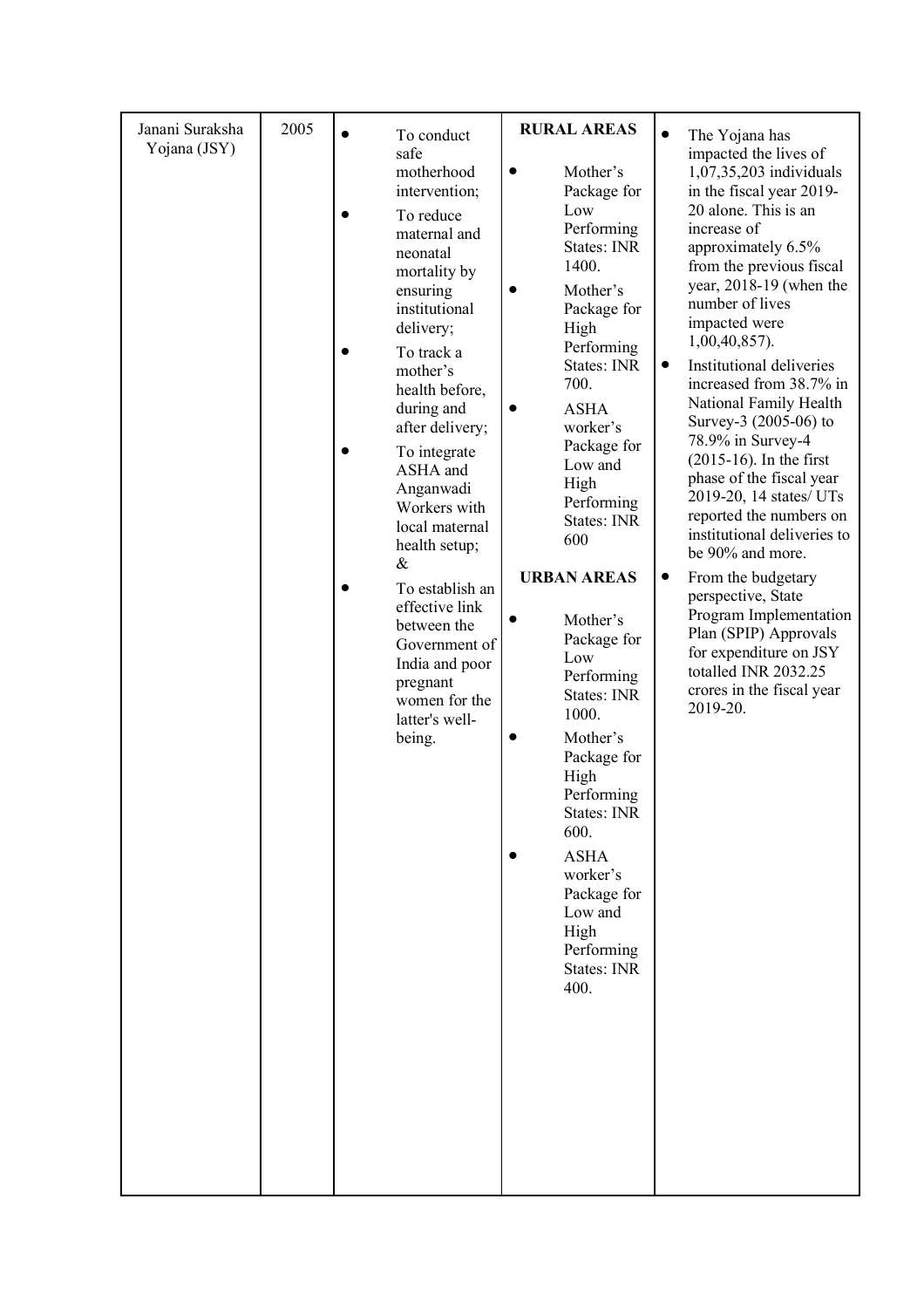| | | | | |
|---|---|---|---|---|
| Janani Suraksha Yojana (JSY) | 2005 | • To conduct safe motherhood intervention;<br>• To reduce maternal and neonatal mortality by ensuring institutional delivery;<br>• To track a mother's health before, during and after delivery;<br>• To integrate ASHA and Anganwadi Workers with local maternal health setup; &<br>• To establish an effective link between the Government of India and poor pregnant women for the latter's well-being. | **RURAL AREAS**<br>• Mother's Package for Low Performing States: INR 1400.<br>• Mother's Package for High Performing States: INR 700.<br>• ASHA worker's Package for Low and High Performing States: INR 600<br>**URBAN AREAS**<br>• Mother's Package for Low Performing States: INR 1000.<br>• Mother's Package for High Performing States: INR 600.<br>• ASHA worker's Package for Low and High Performing States: INR 400. | • The Yojana has impacted the lives of 1,07,35,203 individuals in the fiscal year 2019-20 alone. This is an increase of approximately 6.5% from the previous fiscal year, 2018-19 (when the number of lives impacted were 1,00,40,857).<br>• Institutional deliveries increased from 38.7% in National Family Health Survey-3 (2005-06) to 78.9% in Survey-4 (2015-16). In the first phase of the fiscal year 2019-20, 14 states/ UTs reported the numbers on institutional deliveries to be 90% and more.<br>• From the budgetary perspective, State Program Implementation Plan (SPIP) Approvals for expenditure on JSY totalled INR 2032.25 crores in the fiscal year 2019-20. |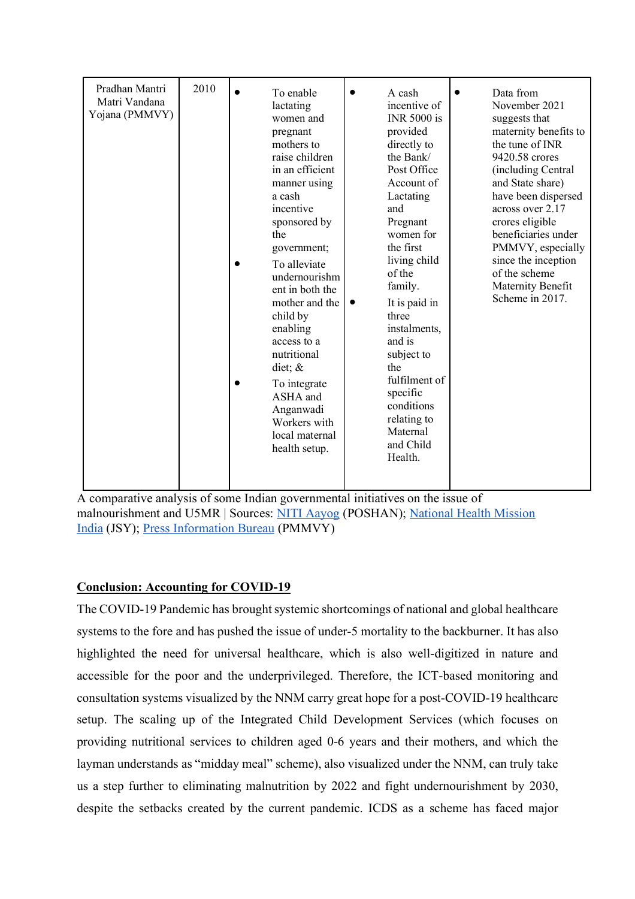| | | | | |
|---|---|---|---|---|
| Pradhan Mantri Matri Vandana Yojana (PMMVY) | 2010 | • To enable lactating women and pregnant mothers to raise children in an efficient manner using a cash incentive sponsored by the government;<br>• To alleviate undernourishment in both the mother and the child by enabling access to a nutritional diet; &<br>• To integrate ASHA and Anganwadi Workers with local maternal health setup. | • A cash incentive of INR 5000 is provided directly to the Bank/ Post Office Account of Lactating and Pregnant women for the first living child of the family.<br>• It is paid in three instalments, and is subject to the fulfilment of specific conditions relating to Maternal and Child Health. | • Data from November 2021 suggests that maternity benefits to the tune of INR 9420.58 crores (including Central and State share) have been dispersed across over 2.17 crores eligible beneficiaries under PMMVY, especially since the inception of the scheme Maternity Benefit Scheme in 2017. |

A comparative analysis of some Indian governmental initiatives on the issue of malnourishment and U5MR | Sources: NITI Aayog (POSHAN); National Health Mission India (JSY); Press Information Bureau (PMMVY)

## **Conclusion: Accounting for COVID-19**

The COVID-19 Pandemic has brought systemic shortcomings of national and global healthcare systems to the fore and has pushed the issue of under-5 mortality to the backburner. It has also highlighted the need for universal healthcare, which is also well-digitized in nature and accessible for the poor and the underprivileged. Therefore, the ICT-based monitoring and consultation systems visualized by the NNM carry great hope for a post-COVID-19 healthcare setup. The scaling up of the Integrated Child Development Services (which focuses on providing nutritional services to children aged 0-6 years and their mothers, and which the layman understands as "midday meal" scheme), also visualized under the NNM, can truly take us a step further to eliminating malnutrition by 2022 and fight undernourishment by 2030, despite the setbacks created by the current pandemic. ICDS as a scheme has faced major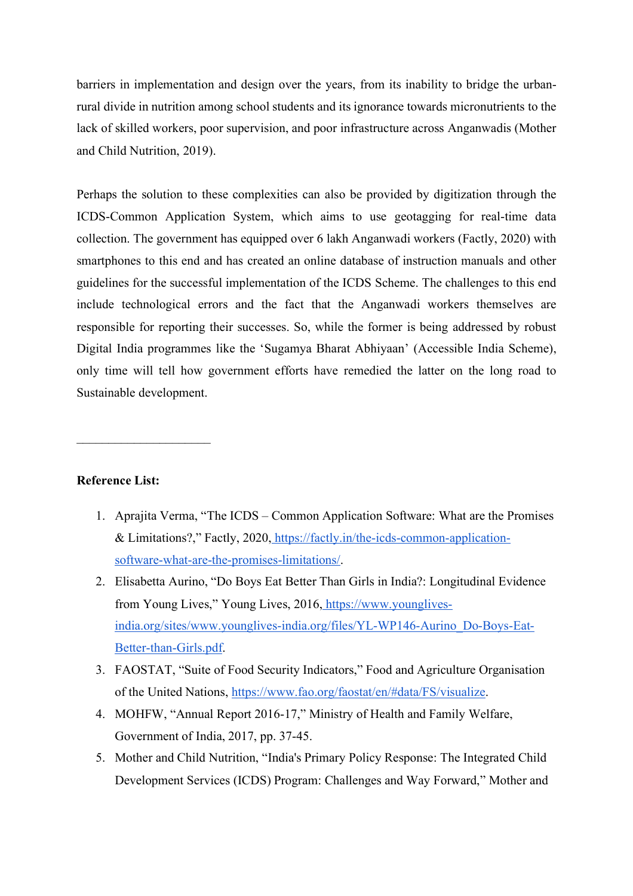barriers in implementation and design over the years, from its inability to bridge the urban-rural divide in nutrition among school students and its ignorance towards micronutrients to the lack of skilled workers, poor supervision, and poor infrastructure across Anganwadis (Mother and Child Nutrition, 2019).

Perhaps the solution to these complexities can also be provided by digitization through the ICDS-Common Application System, which aims to use geotagging for real-time data collection. The government has equipped over 6 lakh Anganwadi workers (Factly, 2020) with smartphones to this end and has created an online database of instruction manuals and other guidelines for the successful implementation of the ICDS Scheme. The challenges to this end include technological errors and the fact that the Anganwadi workers themselves are responsible for reporting their successes. So, while the former is being addressed by robust Digital India programmes like the 'Sugamya Bharat Abhiyaan' (Accessible India Scheme), only time will tell how government efforts have remedied the latter on the long road to Sustainable development.

---

**Reference List:**

1. Aprajita Verma, "The ICDS – Common Application Software: What are the Promises & Limitations?," Factly, 2020, https://factly.in/the-icds-common-application-software-what-are-the-promises-limitations/.
2. Elisabetta Aurino, "Do Boys Eat Better Than Girls in India?: Longitudinal Evidence from Young Lives," Young Lives, 2016, https://www.younglives-india.org/sites/www.younglives-india.org/files/YL-WP146-Aurino_Do-Boys-Eat-Better-than-Girls.pdf.
3. FAOSTAT, "Suite of Food Security Indicators," Food and Agriculture Organisation of the United Nations, https://www.fao.org/faostat/en/#data/FS/visualize.
4. MOHFW, "Annual Report 2016-17," Ministry of Health and Family Welfare, Government of India, 2017, pp. 37-45.
5. Mother and Child Nutrition, "India's Primary Policy Response: The Integrated Child Development Services (ICDS) Program: Challenges and Way Forward," Mother and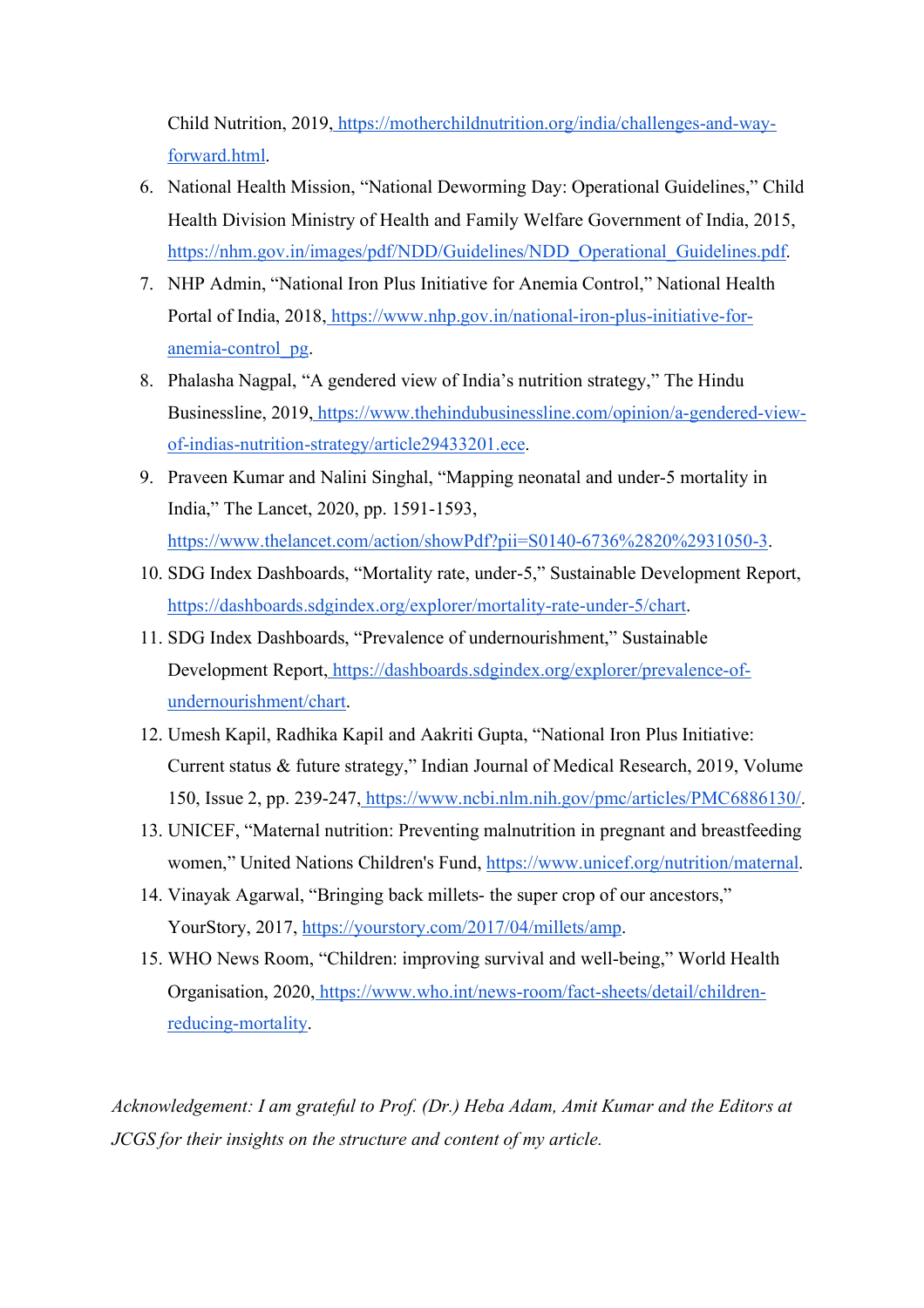Child Nutrition, 2019, https://motherchildnutrition.org/india/challenges-and-way-forward.html.

6. National Health Mission, "National Deworming Day: Operational Guidelines," Child Health Division Ministry of Health and Family Welfare Government of India, 2015, https://nhm.gov.in/images/pdf/NDD/Guidelines/NDD_Operational_Guidelines.pdf.
7. NHP Admin, "National Iron Plus Initiative for Anemia Control," National Health Portal of India, 2018, https://www.nhp.gov.in/national-iron-plus-initiative-for-anemia-control_pg.
8. Phalasha Nagpal, "A gendered view of India's nutrition strategy," The Hindu Businessline, 2019, https://www.thehindubusinessline.com/opinion/a-gendered-view-of-indias-nutrition-strategy/article29433201.ece.
9. Praveen Kumar and Nalini Singhal, "Mapping neonatal and under-5 mortality in India," The Lancet, 2020, pp. 1591-1593, https://www.thelancet.com/action/showPdf?pii=S0140-6736%2820%2931050-3.
10. SDG Index Dashboards, "Mortality rate, under-5," Sustainable Development Report, https://dashboards.sdgindex.org/explorer/mortality-rate-under-5/chart.
11. SDG Index Dashboards, "Prevalence of undernourishment," Sustainable Development Report, https://dashboards.sdgindex.org/explorer/prevalence-of-undernourishment/chart.
12. Umesh Kapil, Radhika Kapil and Aakriti Gupta, "National Iron Plus Initiative: Current status & future strategy," Indian Journal of Medical Research, 2019, Volume 150, Issue 2, pp. 239-247, https://www.ncbi.nlm.nih.gov/pmc/articles/PMC6886130/.
13. UNICEF, "Maternal nutrition: Preventing malnutrition in pregnant and breastfeeding women," United Nations Children's Fund, https://www.unicef.org/nutrition/maternal.
14. Vinayak Agarwal, "Bringing back millets- the super crop of our ancestors," YourStory, 2017, https://yourstory.com/2017/04/millets/amp.
15. WHO News Room, "Children: improving survival and well-being," World Health Organisation, 2020, https://www.who.int/news-room/fact-sheets/detail/children-reducing-mortality.

*Acknowledgement: I am grateful to Prof. (Dr.) Heba Adam, Amit Kumar and the Editors at JCGS for their insights on the structure and content of my article.*